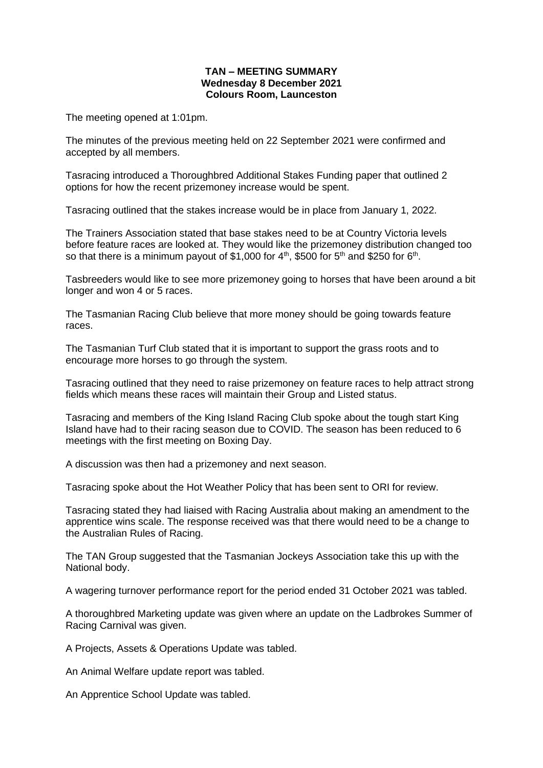**TAN – MEETING SUMMARY**
**Wednesday 8 December 2021**
**Colours Room, Launceston**

The meeting opened at 1:01pm.

The minutes of the previous meeting held on 22 September 2021 were confirmed and accepted by all members.

Tasracing introduced a Thoroughbred Additional Stakes Funding paper that outlined 2 options for how the recent prizemoney increase would be spent.

Tasracing outlined that the stakes increase would be in place from January 1, 2022.

The Trainers Association stated that base stakes need to be at Country Victoria levels before feature races are looked at. They would like the prizemoney distribution changed too so that there is a minimum payout of $1,000 for 4th, $500 for 5th and $250 for 6th.

Tasbreeders would like to see more prizemoney going to horses that have been around a bit longer and won 4 or 5 races.

The Tasmanian Racing Club believe that more money should be going towards feature races.

The Tasmanian Turf Club stated that it is important to support the grass roots and to encourage more horses to go through the system.

Tasracing outlined that they need to raise prizemoney on feature races to help attract strong fields which means these races will maintain their Group and Listed status.

Tasracing and members of the King Island Racing Club spoke about the tough start King Island have had to their racing season due to COVID. The season has been reduced to 6 meetings with the first meeting on Boxing Day.

A discussion was then had a prizemoney and next season.

Tasracing spoke about the Hot Weather Policy that has been sent to ORI for review.

Tasracing stated they had liaised with Racing Australia about making an amendment to the apprentice wins scale. The response received was that there would need to be a change to the Australian Rules of Racing.

The TAN Group suggested that the Tasmanian Jockeys Association take this up with the National body.

A wagering turnover performance report for the period ended 31 October 2021 was tabled.

A thoroughbred Marketing update was given where an update on the Ladbrokes Summer of Racing Carnival was given.

A Projects, Assets & Operations Update was tabled.

An Animal Welfare update report was tabled.

An Apprentice School Update was tabled.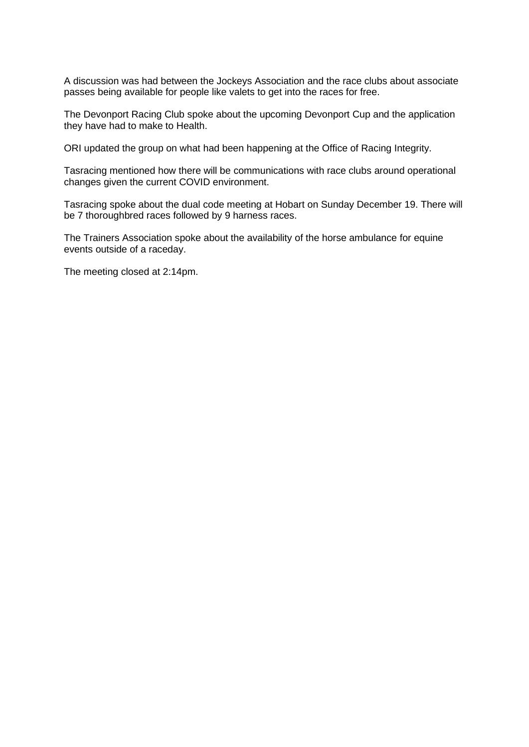A discussion was had between the Jockeys Association and the race clubs about associate passes being available for people like valets to get into the races for free.

The Devonport Racing Club spoke about the upcoming Devonport Cup and the application they have had to make to Health.

ORI updated the group on what had been happening at the Office of Racing Integrity.

Tasracing mentioned how there will be communications with race clubs around operational changes given the current COVID environment.

Tasracing spoke about the dual code meeting at Hobart on Sunday December 19. There will be 7 thoroughbred races followed by 9 harness races.

The Trainers Association spoke about the availability of the horse ambulance for equine events outside of a raceday.

The meeting closed at 2:14pm.